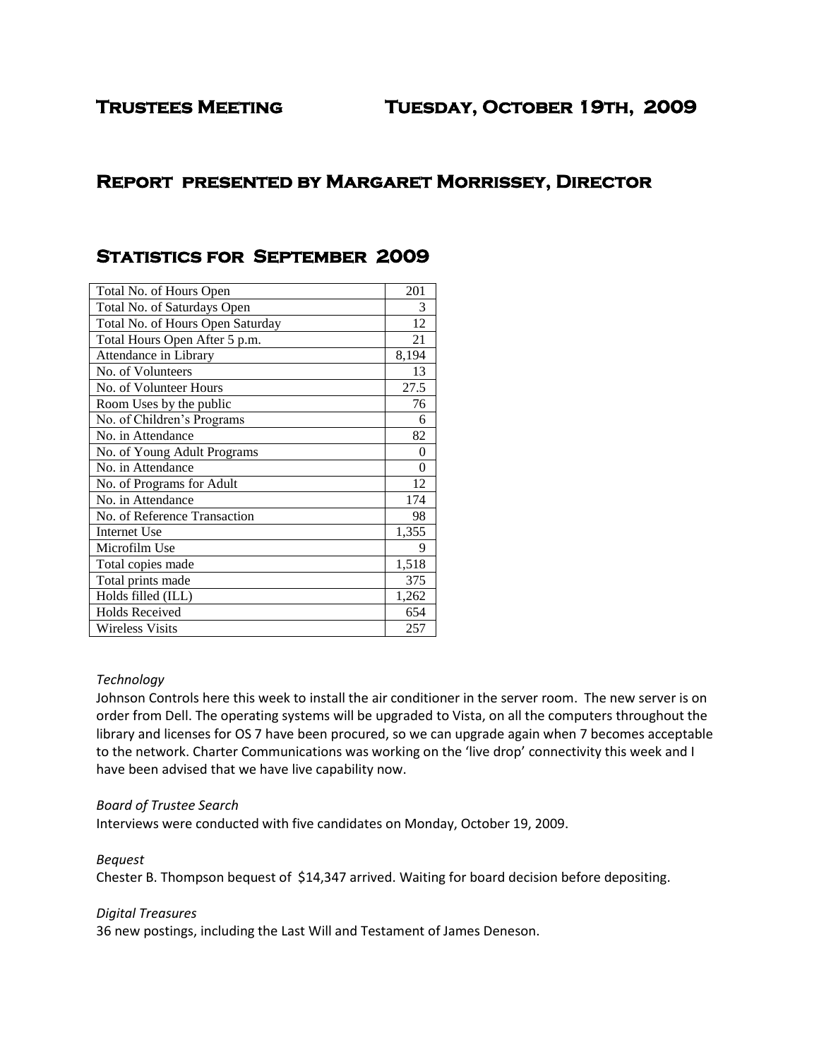# Trustees Meeting Tuesday, October 19th, 2009

## Report presented by Margaret Morrissey, Director

## Statistics for September 2009

| | |
|---|---|
| Total No. of Hours Open | 201 |
| Total No. of Saturdays Open | 3 |
| Total No. of Hours Open Saturday | 12 |
| Total Hours Open After 5 p.m. | 21 |
| Attendance in Library | 8,194 |
| No. of Volunteers | 13 |
| No. of Volunteer Hours | 27.5 |
| Room Uses by the public | 76 |
| No. of Children's Programs | 6 |
| No. in Attendance | 82 |
| No. of Young Adult Programs | 0 |
| No. in Attendance | 0 |
| No. of Programs for Adult | 12 |
| No. in Attendance | 174 |
| No. of Reference Transaction | 98 |
| Internet Use | 1,355 |
| Microfilm Use | 9 |
| Total copies made | 1,518 |
| Total prints made | 375 |
| Holds filled (ILL) | 1,262 |
| Holds Received | 654 |
| Wireless Visits | 257 |

*Technology*

Johnson Controls here this week to install the air conditioner in the server room. The new server is on order from Dell. The operating systems will be upgraded to Vista, on all the computers throughout the library and licenses for OS 7 have been procured, so we can upgrade again when 7 becomes acceptable to the network. Charter Communications was working on the 'live drop' connectivity this week and I have been advised that we have live capability now.

*Board of Trustee Search*

Interviews were conducted with five candidates on Monday, October 19, 2009.

*Bequest*

Chester B. Thompson bequest of $14,347 arrived. Waiting for board decision before depositing.

*Digital Treasures*

36 new postings, including the Last Will and Testament of James Deneson.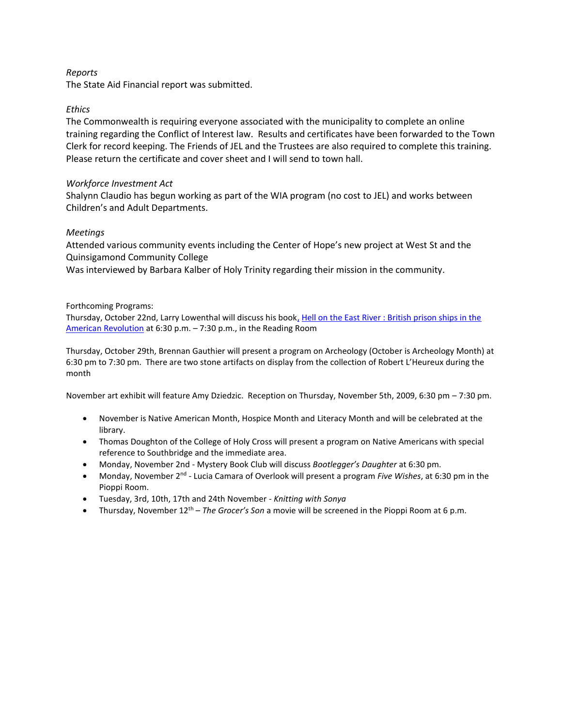*Reports*
The State Aid Financial report was submitted.

*Ethics*
The Commonwealth is requiring everyone associated with the municipality to complete an online training regarding the Conflict of Interest law. Results and certificates have been forwarded to the Town Clerk for record keeping. The Friends of JEL and the Trustees are also required to complete this training. Please return the certificate and cover sheet and I will send to town hall.

*Workforce Investment Act*
Shalynn Claudio has begun working as part of the WIA program (no cost to JEL) and works between Children's and Adult Departments.

*Meetings*
Attended various community events including the Center of Hope's new project at West St and the Quinsigamond Community College
Was interviewed by Barbara Kalber of Holy Trinity regarding their mission in the community.

Forthcoming Programs:
Thursday, October 22nd, Larry Lowenthal will discuss his book, Hell on the East River : British prison ships in the American Revolution at 6:30 p.m. – 7:30 p.m., in the Reading Room

Thursday, October 29th, Brennan Gauthier will present a program on Archeology (October is Archeology Month) at 6:30 pm to 7:30 pm. There are two stone artifacts on display from the collection of Robert L'Heureux during the month

November art exhibit will feature Amy Dziedzic. Reception on Thursday, November 5th, 2009, 6:30 pm – 7:30 pm.

- November is Native American Month, Hospice Month and Literacy Month and will be celebrated at the library.
- Thomas Doughton of the College of Holy Cross will present a program on Native Americans with special reference to Southbridge and the immediate area.
- Monday, November 2nd - Mystery Book Club will discuss *Bootlegger's Daughter* at 6:30 pm.
- Monday, November 2nd - Lucia Camara of Overlook will present a program *Five Wishes*, at 6:30 pm in the Pioppi Room.
- Tuesday, 3rd, 10th, 17th and 24th November - *Knitting with Sonya*
- Thursday, November 12th – *The Grocer's Son* a movie will be screened in the Pioppi Room at 6 p.m.